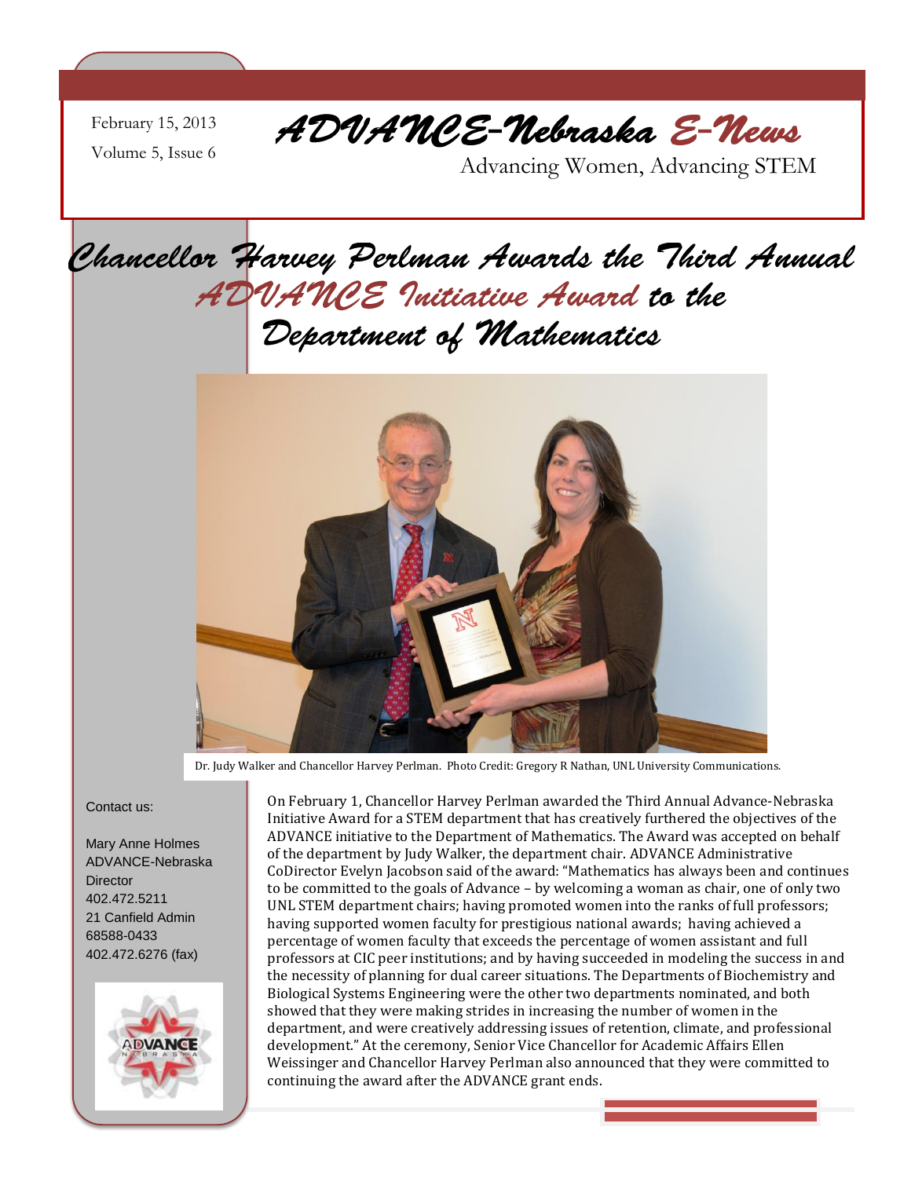February 15, 2013

Volume 5, Issue 6

# *ADVANCE-Nebraska E-News*

Advancing Women, Advancing STEM

## *Chancellor Harvey Perlman Awards the Third Annual ADVANCE Initiative Award to the Department of Mathematics*

Dr. Judy Walker and Chancellor Harvey Perlman. Photo Credit: Gregory R Nathan, UNL University Communications.

On February 1, Chancellor Harvey Perlman awarded the Third Annual Advance-Nebraska Initiative Award for a STEM department that has creatively furthered the objectives of the ADVANCE initiative to the Department of Mathematics. The Award was accepted on behalf of the department by Judy Walker, the department chair. ADVANCE Administrative CoDirector Evelyn Jacobson said of the award: "Mathematics has always been and continues to be committed to the goals of Advance – by welcoming a woman as chair, one of only two UNL STEM department chairs; having promoted women into the ranks of full professors; having supported women faculty for prestigious national awards; having achieved a percentage of women faculty that exceeds the percentage of women assistant and full professors at CIC peer institutions; and by having succeeded in modeling the success in and the necessity of planning for dual career situations. The Departments of Biochemistry and Biological Systems Engineering were the other two departments nominated, and both showed that they were making strides in increasing the number of women in the department, and were creatively addressing issues of retention, climate, and professional development." At the ceremony, Senior Vice Chancellor for Academic Affairs Ellen Weissinger and Chancellor Harvey Perlman also announced that they were committed to continuing the award after the ADVANCE grant ends.

Contact us:

Mary Anne Holmes
ADVANCE-Nebraska Director
402.472.5211
21 Canfield Admin
68588-0433
402.472.6276 (fax)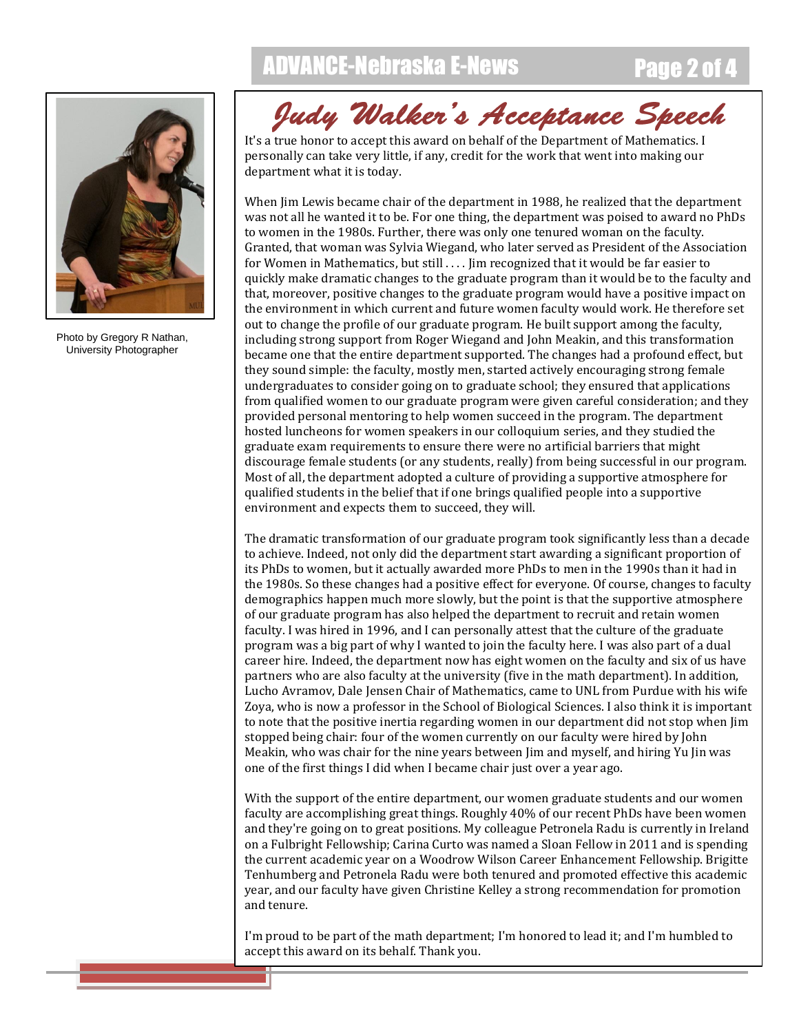Photo by Gregory R Nathan, University Photographer

# Judy Walker's Acceptance Speech

It's a true honor to accept this award on behalf of the Department of Mathematics. I personally can take very little, if any, credit for the work that went into making our department what it is today.

When Jim Lewis became chair of the department in 1988, he realized that the department was not all he wanted it to be. For one thing, the department was poised to award no PhDs to women in the 1980s. Further, there was only one tenured woman on the faculty. Granted, that woman was Sylvia Wiegand, who later served as President of the Association for Women in Mathematics, but still . . . . Jim recognized that it would be far easier to quickly make dramatic changes to the graduate program than it would be to the faculty and that, moreover, positive changes to the graduate program would have a positive impact on the environment in which current and future women faculty would work. He therefore set out to change the profile of our graduate program. He built support among the faculty, including strong support from Roger Wiegand and John Meakin, and this transformation became one that the entire department supported. The changes had a profound effect, but they sound simple: the faculty, mostly men, started actively encouraging strong female undergraduates to consider going on to graduate school; they ensured that applications from qualified women to our graduate program were given careful consideration; and they provided personal mentoring to help women succeed in the program. The department hosted luncheons for women speakers in our colloquium series, and they studied the graduate exam requirements to ensure there were no artificial barriers that might discourage female students (or any students, really) from being successful in our program. Most of all, the department adopted a culture of providing a supportive atmosphere for qualified students in the belief that if one brings qualified people into a supportive environment and expects them to succeed, they will.

The dramatic transformation of our graduate program took significantly less than a decade to achieve. Indeed, not only did the department start awarding a significant proportion of its PhDs to women, but it actually awarded more PhDs to men in the 1990s than it had in the 1980s. So these changes had a positive effect for everyone. Of course, changes to faculty demographics happen much more slowly, but the point is that the supportive atmosphere of our graduate program has also helped the department to recruit and retain women faculty. I was hired in 1996, and I can personally attest that the culture of the graduate program was a big part of why I wanted to join the faculty here. I was also part of a dual career hire. Indeed, the department now has eight women on the faculty and six of us have partners who are also faculty at the university (five in the math department). In addition, Lucho Avramov, Dale Jensen Chair of Mathematics, came to UNL from Purdue with his wife Zoya, who is now a professor in the School of Biological Sciences. I also think it is important to note that the positive inertia regarding women in our department did not stop when Jim stopped being chair: four of the women currently on our faculty were hired by John Meakin, who was chair for the nine years between Jim and myself, and hiring Yu Jin was one of the first things I did when I became chair just over a year ago.

With the support of the entire department, our women graduate students and our women faculty are accomplishing great things. Roughly 40% of our recent PhDs have been women and they're going on to great positions. My colleague Petronela Radu is currently in Ireland on a Fulbright Fellowship; Carina Curto was named a Sloan Fellow in 2011 and is spending the current academic year on a Woodrow Wilson Career Enhancement Fellowship. Brigitte Tenhumberg and Petronela Radu were both tenured and promoted effective this academic year, and our faculty have given Christine Kelley a strong recommendation for promotion and tenure.

I'm proud to be part of the math department; I'm honored to lead it; and I'm humbled to accept this award on its behalf. Thank you.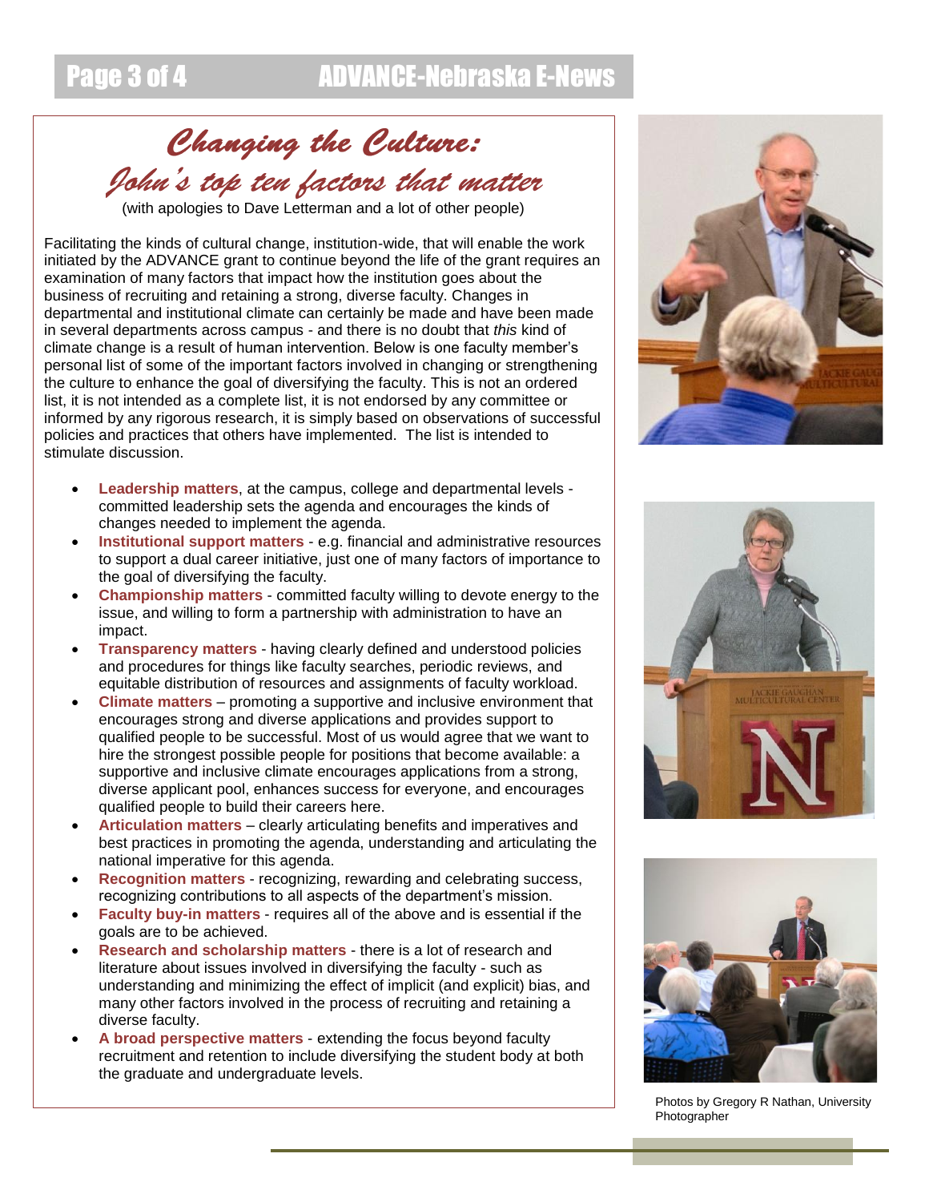# Changing the Culture: John's top ten factors that matter

(with apologies to Dave Letterman and a lot of other people)

Facilitating the kinds of cultural change, institution-wide, that will enable the work initiated by the ADVANCE grant to continue beyond the life of the grant requires an examination of many factors that impact how the institution goes about the business of recruiting and retaining a strong, diverse faculty. Changes in departmental and institutional climate can certainly be made and have been made in several departments across campus - and there is no doubt that *this* kind of climate change is a result of human intervention. Below is one faculty member's personal list of some of the important factors involved in changing or strengthening the culture to enhance the goal of diversifying the faculty. This is not an ordered list, it is not intended as a complete list, it is not endorsed by any committee or informed by any rigorous research, it is simply based on observations of successful policies and practices that others have implemented. The list is intended to stimulate discussion.

- **Leadership matters**, at the campus, college and departmental levels - committed leadership sets the agenda and encourages the kinds of changes needed to implement the agenda.
- **Institutional support matters** - e.g. financial and administrative resources to support a dual career initiative, just one of many factors of importance to the goal of diversifying the faculty.
- **Championship matters** - committed faculty willing to devote energy to the issue, and willing to form a partnership with administration to have an impact.
- **Transparency matters** - having clearly defined and understood policies and procedures for things like faculty searches, periodic reviews, and equitable distribution of resources and assignments of faculty workload.
- **Climate matters** – promoting a supportive and inclusive environment that encourages strong and diverse applications and provides support to qualified people to be successful. Most of us would agree that we want to hire the strongest possible people for positions that become available: a supportive and inclusive climate encourages applications from a strong, diverse applicant pool, enhances success for everyone, and encourages qualified people to build their careers here.
- **Articulation matters** – clearly articulating benefits and imperatives and best practices in promoting the agenda, understanding and articulating the national imperative for this agenda.
- **Recognition matters** - recognizing, rewarding and celebrating success, recognizing contributions to all aspects of the department's mission.
- **Faculty buy-in matters** - requires all of the above and is essential if the goals are to be achieved.
- **Research and scholarship matters** - there is a lot of research and literature about issues involved in diversifying the faculty - such as understanding and minimizing the effect of implicit (and explicit) bias, and many other factors involved in the process of recruiting and retaining a diverse faculty.
- **A broad perspective matters** - extending the focus beyond faculty recruitment and retention to include diversifying the student body at both the graduate and undergraduate levels.

Photos by Gregory R Nathan, University Photographer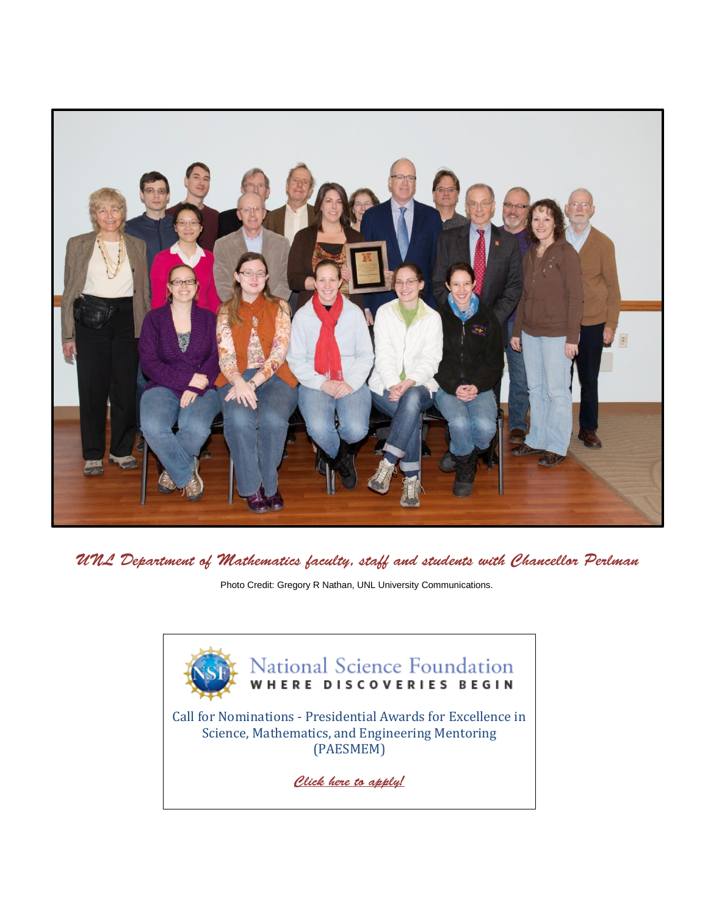*UNL Department of Mathematics faculty, staff and students with Chancellor Perlman*

Photo Credit: Gregory R Nathan, UNL University Communications.

National Science Foundation
WHERE DISCOVERIES BEGIN

Call for Nominations - Presidential Awards for Excellence in Science, Mathematics, and Engineering Mentoring (PAESMEM)

*Click here to apply!*